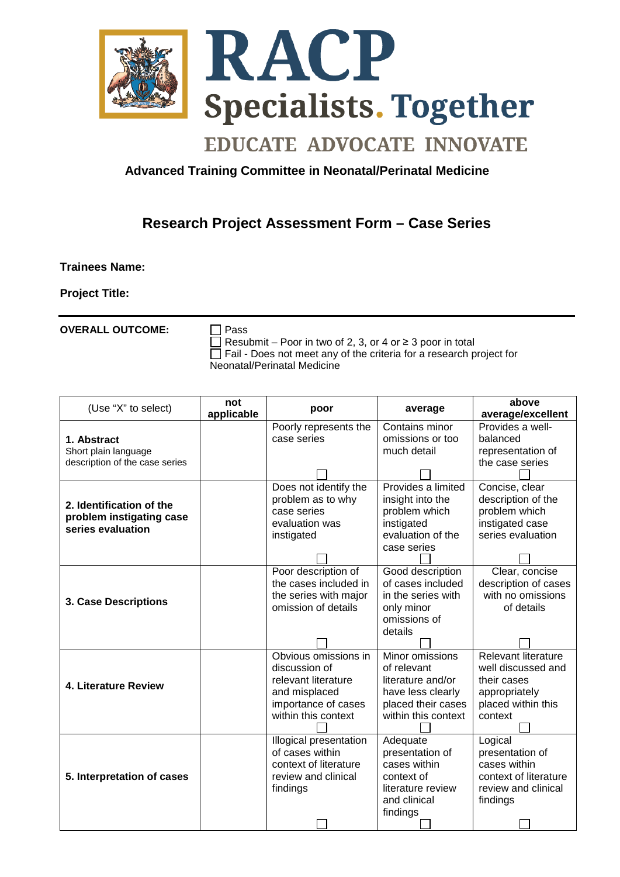RACP

Specialists. Together

EDUCATE ADVOCATE INNOVATE

**Advanced Training Committee in Neonatal/Perinatal Medicine**

## Research Project Assessment Form – Case Series

**Trainees Name:**

**Project Title:**

---

**OVERALL OUTCOME:**

☐ Pass
☐ Resubmit – Poor in two of 2, 3, or 4 or ≥ 3 poor in total
☐ Fail - Does not meet any of the criteria for a research project for Neonatal/Perinatal Medicine

| (Use "X" to select) | not applicable | poor | average | above average/excellent |
|---|---|---|---|---|
| **1. Abstract** Short plain language description of the case series | | Poorly represents the case series ☐ | Contains minor omissions or too much detail ☐ | Provides a well-balanced representation of the case series ☐ |
| **2. Identification of the problem instigating case series evaluation** | | Does not identify the problem as to why case series evaluation was instigated ☐ | Provides a limited insight into the problem which instigated evaluation of the case series ☐ | Concise, clear description of the problem which instigated case series evaluation ☐ |
| **3. Case Descriptions** | | Poor description of the cases included in the series with major omission of details ☐ | Good description of cases included in the series with only minor omissions of details ☐ | Clear, concise description of cases with no omissions of details ☐ |
| **4. Literature Review** | | Obvious omissions in discussion of relevant literature and misplaced importance of cases within this context ☐ | Minor omissions of relevant literature and/or have less clearly placed their cases within this context ☐ | Relevant literature well discussed and their cases appropriately placed within this context ☐ |
| **5. Interpretation of cases** | | Illogical presentation of cases within context of literature review and clinical findings ☐ | Adequate presentation of cases within context of literature review and clinical findings ☐ | Logical presentation of cases within context of literature review and clinical findings ☐ |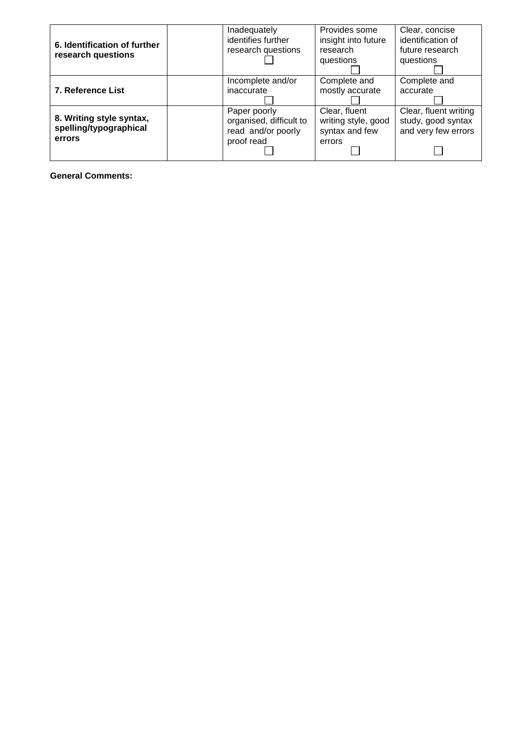| | | | | |
|---|---|---|---|---|
| **6. Identification of further research questions** | | Inadequately identifies further research questions ☐ | Provides some insight into future research questions ☐ | Clear, concise identification of future research questions ☐ |
| **7. Reference List** | | Incomplete and/or inaccurate ☐ | Complete and mostly accurate ☐ | Complete and accurate ☐ |
| **8. Writing style syntax, spelling/typographical errors** | | Paper poorly organised, difficult to read and/or poorly proof read ☐ | Clear, fluent writing style, good syntax and few errors ☐ | Clear, fluent writing study, good syntax and very few errors ☐ |

**General Comments:**